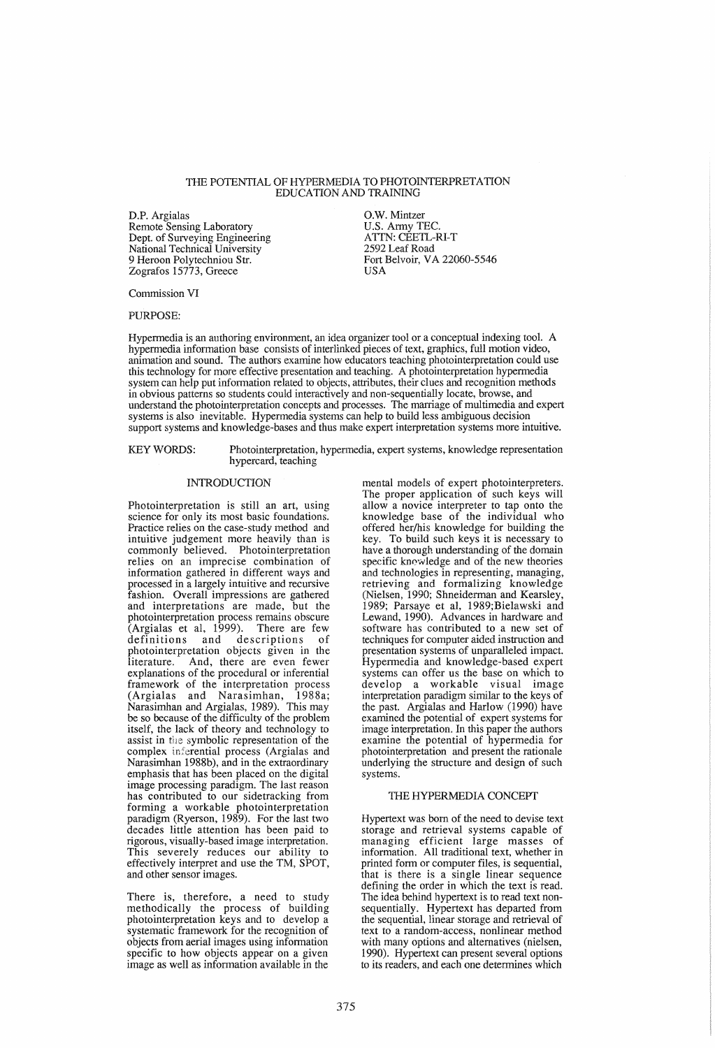# THE POTENTIAL OF HYPERMEDIA TO PHOTOINTERPRETATION EDUCATION AND TRAINING

D.P. Argialas
Remote Sensing Laboratory
Dept. of Surveying Engineering
National Technical University
9 Heroon Polytechniou Str.
Zografos 15773, Greece

O.W. Mintzer
U.S. Army TEC.
ATTN: CEETL-RI-T
2592 Leaf Road
Fort Belvoir, VA 22060-5546
USA

Commission VI

PURPOSE:

Hypermedia is an authoring environment, an idea organizer tool or a conceptual indexing tool. A hypermedia information base consists of interlinked pieces of text, graphics, full motion video, animation and sound. The authors examine how educators teaching photointerpretation could use this technology for more effective presentation and teaching. A photointerpretation hypermedia system can help put information related to objects, attributes, their clues and recognition methods in obvious patterns so students could interactively and non-sequentially locate, browse, and understand the photointerpretation concepts and processes. The marriage of multimedia and expert systems is also inevitable. Hypermedia systems can help to build less ambiguous decision support systems and knowledge-bases and thus make expert interpretation systems more intuitive.

KEY WORDS: Photointerpretation, hypermedia, expert systems, knowledge representation hypercard, teaching

## INTRODUCTION

Photointerpretation is still an art, using science for only its most basic foundations. Practice relies on the case-study method and intuitive judgement more heavily than is commonly believed. Photointerpretation relies on an imprecise combination of information gathered in different ways and processed in a largely intuitive and recursive fashion. Overall impressions are gathered and interpretations are made, but the photointerpretation process remains obscure (Argialas et al, 1999). There are few definitions and descriptions of photointerpretation objects given in the literature. And, there are even fewer explanations of the procedural or inferential framework of the interpretation process (Argialas and Narasimhan, 1988a; Narasimhan and Argialas, 1989). This may be so because of the difficulty of the problem itself, the lack of theory and technology to assist in the symbolic representation of the complex inferential process (Argialas and Narasimhan 1988b), and in the extraordinary emphasis that has been placed on the digital image processing paradigm. The last reason has contributed to our sidetracking from forming a workable photointerpretation paradigm (Ryerson, 1989). For the last two decades little attention has been paid to rigorous, visually-based image interpretation. This severely reduces our ability to effectively interpret and use the TM, SPOT, and other sensor images.

There is, therefore, a need to study methodically the process of building photointerpretation keys and to develop a systematic framework for the recognition of objects from aerial images using information specific to how objects appear on a given image as well as information available in the mental models of expert photointerpreters. The proper application of such keys will allow a novice interpreter to tap onto the knowledge base of the individual who offered her/his knowledge for building the key. To build such keys it is necessary to have a thorough understanding of the domain specific knowledge and of the new theories and technologies in representing, managing, retrieving and formalizing knowledge (Nielsen, 1990; Shneiderman and Kearsley, 1989; Parsaye et al, 1989;Bielawski and Lewand, 1990). Advances in hardware and software has contributed to a new set of techniques for computer aided instruction and presentation systems of unparalleled impact. Hypermedia and knowledge-based expert systems can offer us the base on which to develop a workable visual image interpretation paradigm similar to the keys of the past. Argialas and Harlow (1990) have examined the potential of expert systems for image interpretation. In this paper the authors examine the potential of hypermedia for photointerpretation and present the rationale underlying the structure and design of such systems.

## THE HYPERMEDIA CONCEPT

Hypertext was born of the need to devise text storage and retrieval systems capable of managing efficient large masses of information. All traditional text, whether in printed form or computer files, is sequential, that is there is a single linear sequence defining the order in which the text is read. The idea behind hypertext is to read text non-sequentially. Hypertext has departed from the sequential, linear storage and retrieval of text to a random-access, nonlinear method with many options and alternatives (nielsen, 1990). Hypertext can present several options to its readers, and each one determines which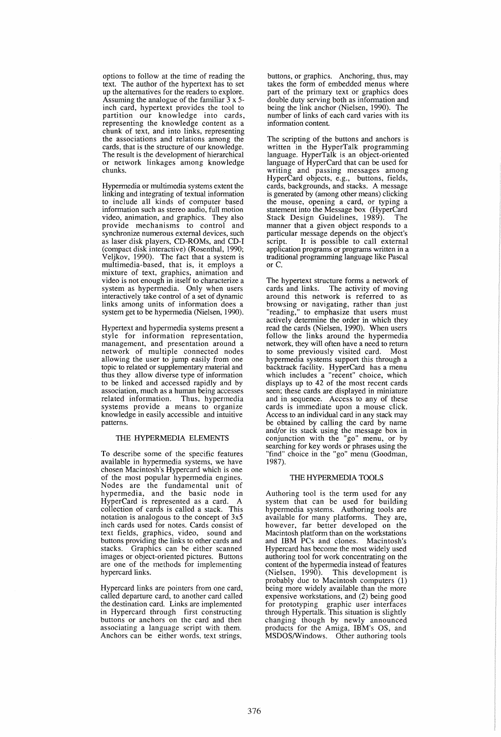options to follow at the time of reading the text. The author of the hypertext has to set up the alternatives for the readers to explore. Assuming the analogue of the familiar 3 x 5-inch card, hypertext provides the tool to partition our knowledge into cards, representing the knowledge content as a chunk of text, and into links, representing the associations and relations among the cards, that is the structure of our knowledge. The result is the development of hierarchical or network linkages among knowledge chunks.

Hypermedia or multimedia systems extent the linking and integrating of textual information to include all kinds of computer based information such as stereo audio, full motion video, animation, and graphics. They also provide mechanisms to control and synchronize numerous external devices, such as laser disk players, CD-ROMs, and CD-I (compact disk interactive) (Rosenthal, 1990; Veljkov, 1990). The fact that a system is multimedia-based, that is, it employs a mixture of text, graphics, animation and video is not enough in itself to characterize a system as hypermedia. Only when users interactively take control of a set of dynamic links among units of information does a system get to be hypermedia (Nielsen, 1990).

Hypertext and hypermedia systems present a style for information representation, management, and presentation around a network of multiple connected nodes allowing the user to jump easily from one topic to related or supplementary material and thus they allow diverse type of information to be linked and accessed rapidly and by association, much as a human being accesses related information. Thus, hypermedia systems provide a means to organize knowledge in easily accessible and intuitive patterns.

## THE HYPERMEDIA ELEMENTS

To describe some of the specific features available in hypermedia systems, we have chosen Macintosh's Hypercard which is one of the most popular hypermedia engines. Nodes are the fundamental unit of hypermedia, and the basic node in HyperCard is represented as a card. A collection of cards is called a stack. This notation is analogous to the concept of 3x5 inch cards used for notes. Cards consist of text fields, graphics, video, sound and buttons providing the links to other cards and stacks. Graphics can be either scanned images or object-oriented pictures. Buttons are one of the methods for implementing hypercard links.

Hypercard links are pointers from one card, called departure card, to another card called the destination card. Links are implemented in Hypercard through first constructing buttons or anchors on the card and then associating a language script with them. Anchors can be either words, text strings, buttons, or graphics. Anchoring, thus, may takes the form of embedded menus where part of the primary text or graphics does double duty serving both as information and being the link anchor (Nielsen, 1990). The number of links of each card varies with its information content.

The scripting of the buttons and anchors is written in the HyperTalk programming language. HyperTalk is an object-oriented language of HyperCard that can be used for writing and passing messages among HyperCard objects, e.g., buttons, fields, cards, backgrounds, and stacks. A message is generated by (among other means) clicking the mouse, opening a card, or typing a statement into the Message box (HyperCard Stack Design Guidelines, 1989). The manner that a given object responds to a particular message depends on the object's script. It is possible to call external application programs or programs written in a traditional programming language like Pascal or C.

The hypertext structure forms a network of cards and links. The activity of moving around this network is referred to as browsing or navigating, rather than just "reading," to emphasize that users must actively determine the order in which they read the cards (Nielsen, 1990). When users follow the links around the hypermedia network, they will often have a need to return to some previously visited card. Most hypermedia systems support this through a backtrack facility. HyperCard has a menu which includes a "recent" choice, which displays up to 42 of the most recent cards seen; these cards are displayed in miniature and in sequence. Access to any of these cards is immediate upon a mouse click. Access to an individual card in any stack may be obtained by calling the card by name and/or its stack using the message box in conjunction with the "go" menu, or by searching for key words or phrases using the "find" choice in the "go" menu (Goodman, 1987).

## THE HYPERMEDIA TOOLS

Authoring tool is the term used for any system that can be used for building hypermedia systems. Authoring tools are available for many platforms. They are, however, far better developed on the Macintosh platform than on the workstations and IBM PCs and clones. Macintosh's Hypercard has become the most widely used authoring tool for work concentrating on the content of the hypermedia instead of features (Nielsen, 1990). This development is probably due to Macintosh computers (1) being more widely available than the more expensive workstations, and (2) being good for prototyping graphic user interfaces through Hypertalk. This situation is slightly changing though by newly announced products for the Amiga, IBM's OS, and MSDOS/Windows. Other authoring tools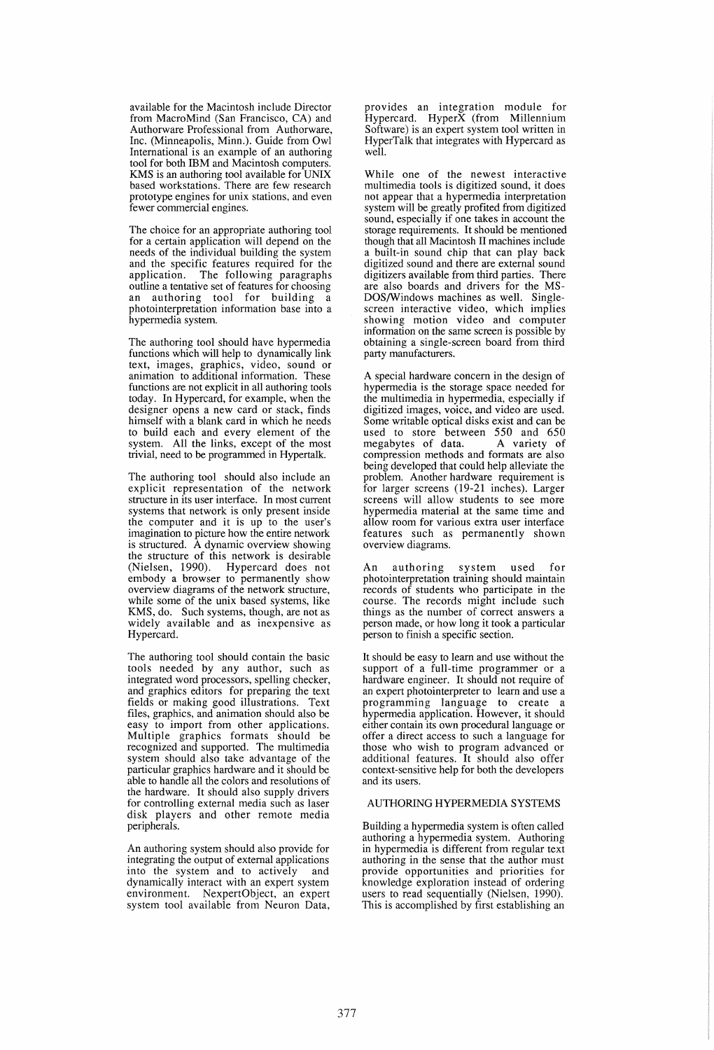available for the Macintosh include Director from MacroMind (San Francisco, CA) and Authorware Professional from Authorware, Inc. (Minneapolis, Minn.). Guide from Owl International is an example of an authoring tool for both IBM and Macintosh computers. KMS is an authoring tool available for UNIX based workstations. There are few research prototype engines for unix stations, and even fewer commercial engines.

The choice for an appropriate authoring tool for a certain application will depend on the needs of the individual building the system and the specific features required for the application. The following paragraphs outline a tentative set of features for choosing an authoring tool for building a photointerpretation information base into a hypermedia system.

The authoring tool should have hypermedia functions which will help to dynamically link text, images, graphics, video, sound or animation to additional information. These functions are not explicit in all authoring tools today. In Hypercard, for example, when the designer opens a new card or stack, finds himself with a blank card in which he needs to build each and every element of the system. All the links, except of the most trivial, need to be programmed in Hypertalk.

The authoring tool should also include an explicit representation of the network structure in its user interface. In most current systems that network is only present inside the computer and it is up to the user's imagination to picture how the entire network is structured. A dynamic overview showing the structure of this network is desirable (Nielsen, 1990). Hypercard does not embody a browser to permanently show overview diagrams of the network structure, while some of the unix based systems, like KMS, do. Such systems, though, are not as widely available and as inexpensive as Hypercard.

The authoring tool should contain the basic tools needed by any author, such as integrated word processors, spelling checker, and graphics editors for preparing the text fields or making good illustrations. Text files, graphics, and animation should also be easy to import from other applications. Multiple graphics formats should be recognized and supported. The multimedia system should also take advantage of the particular graphics hardware and it should be able to handle all the colors and resolutions of the hardware. It should also supply drivers for controlling external media such as laser disk players and other remote media peripherals.

An authoring system should also provide for integrating the output of external applications into the system and to actively and dynamically interact with an expert system environment. NexpertObject, an expert system tool available from Neuron Data, provides an integration module for Hypercard. HyperX (from Millennium Software) is an expert system tool written in HyperTalk that integrates with Hypercard as well.

While one of the newest interactive multimedia tools is digitized sound, it does not appear that a hypermedia interpretation system will be greatly profited from digitized sound, especially if one takes in account the storage requirements. It should be mentioned though that all Macintosh II machines include a built-in sound chip that can play back digitized sound and there are external sound digitizers available from third parties. There are also boards and drivers for the MS-DOS/Windows machines as well. Single-screen interactive video, which implies showing motion video and computer information on the same screen is possible by obtaining a single-screen board from third party manufacturers.

A special hardware concern in the design of hypermedia is the storage space needed for the multimedia in hypermedia, especially if digitized images, voice, and video are used. Some writable optical disks exist and can be used to store between 550 and 650 megabytes of data. A variety of compression methods and formats are also being developed that could help alleviate the problem. Another hardware requirement is for larger screens (19-21 inches). Larger screens will allow students to see more hypermedia material at the same time and allow room for various extra user interface features such as permanently shown overview diagrams.

An authoring system used for photointerpretation training should maintain records of students who participate in the course. The records might include such things as the number of correct answers a person made, or how long it took a particular person to finish a specific section.

It should be easy to learn and use without the support of a full-time programmer or a hardware engineer. It should not require of an expert photointerpreter to learn and use a programming language to create a hypermedia application. However, it should either contain its own procedural language or offer a direct access to such a language for those who wish to program advanced or additional features. It should also offer context-sensitive help for both the developers and its users.

## AUTHORING HYPERMEDIA SYSTEMS

Building a hypermedia system is often called authoring a hypermedia system. Authoring in hypermedia is different from regular text authoring in the sense that the author must provide opportunities and priorities for knowledge exploration instead of ordering users to read sequentially (Nielsen, 1990). This is accomplished by first establishing an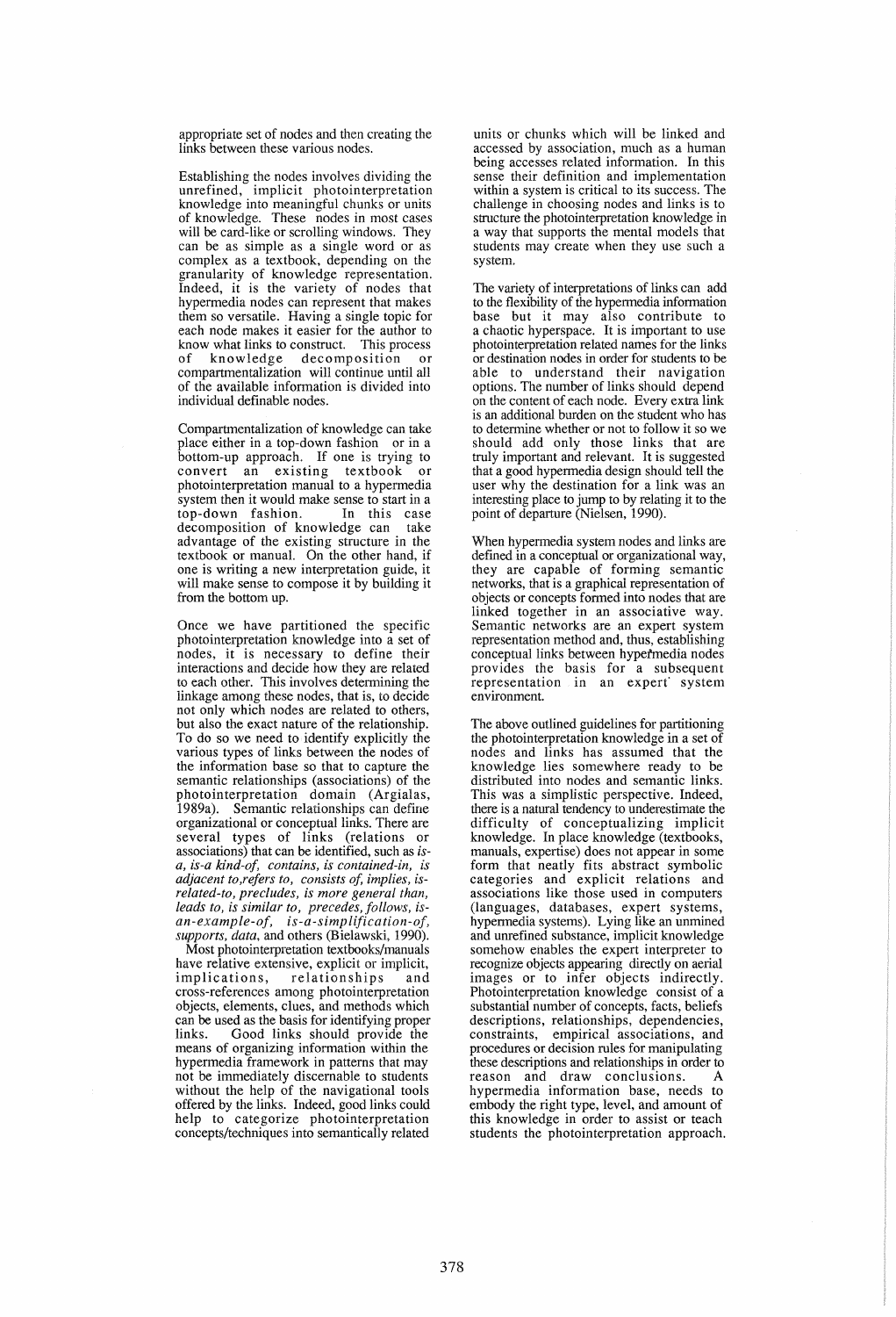appropriate set of nodes and then creating the links between these various nodes.

Establishing the nodes involves dividing the unrefined, implicit photointerpretation knowledge into meaningful chunks or units of knowledge. These nodes in most cases will be card-like or scrolling windows. They can be as simple as a single word or as complex as a textbook, depending on the granularity of knowledge representation. Indeed, it is the variety of nodes that hypermedia nodes can represent that makes them so versatile. Having a single topic for each node makes it easier for the author to know what links to construct. This process of knowledge decomposition or compartmentalization will continue until all of the available information is divided into individual definable nodes.

Compartmentalization of knowledge can take place either in a top-down fashion or in a bottom-up approach. If one is trying to convert an existing textbook or photointerpretation manual to a hypermedia system then it would make sense to start in a top-down fashion. In this case decomposition of knowledge can take advantage of the existing structure in the textbook or manual. On the other hand, if one is writing a new interpretation guide, it will make sense to compose it by building it from the bottom up.

Once we have partitioned the specific photointerpretation knowledge into a set of nodes, it is necessary to define their interactions and decide how they are related to each other. This involves determining the linkage among these nodes, that is, to decide not only which nodes are related to others, but also the exact nature of the relationship. To do so we need to identify explicitly the various types of links between the nodes of the information base so that to capture the semantic relationships (associations) of the photointerpretation domain (Argialas, 1989a). Semantic relationships can define organizational or conceptual links. There are several types of links (relations or associations) that can be identified, such as *is-a, is-a kind-of, contains, is contained-in, is adjacent to,refers to, consists of, implies, is-related-to, precludes, is more general than, leads to, is similar to, precedes, follows, is-an-example-of, is-a-simplification-of, supports, data,* and others (Bielawski, 1990).

Most photointerpretation textbooks/manuals have relative extensive, explicit or implicit, implications, relationships and cross-references among photointerpretation objects, elements, clues, and methods which can be used as the basis for identifying proper links. Good links should provide the means of organizing information within the hypermedia framework in patterns that may not be immediately discernable to students without the help of the navigational tools offered by the links. Indeed, good links could help to categorize photointerpretation concepts/techniques into semantically related units or chunks which will be linked and accessed by association, much as a human being accesses related information. In this sense their definition and implementation within a system is critical to its success. The challenge in choosing nodes and links is to structure the photointerpretation knowledge in a way that supports the mental models that students may create when they use such a system.

The variety of interpretations of links can add to the flexibility of the hypermedia information base but it may also contribute to a chaotic hyperspace. It is important to use photointerpretation related names for the links or destination nodes in order for students to be able to understand their navigation options. The number of links should depend on the content of each node. Every extra link is an additional burden on the student who has to determine whether or not to follow it so we should add only those links that are truly important and relevant. It is suggested that a good hypermedia design should tell the user why the destination for a link was an interesting place to jump to by relating it to the point of departure (Nielsen, 1990).

When hypermedia system nodes and links are defined in a conceptual or organizational way, they are capable of forming semantic networks, that is a graphical representation of objects or concepts formed into nodes that are linked together in an associative way. Semantic networks are an expert system representation method and, thus, establishing conceptual links between hypermedia nodes provides the basis for a subsequent representation in an expert system environment.

The above outlined guidelines for partitioning the photointerpretation knowledge in a set of nodes and links has assumed that the knowledge lies somewhere ready to be distributed into nodes and semantic links. This was a simplistic perspective. Indeed, there is a natural tendency to underestimate the difficulty of conceptualizing implicit knowledge. In place knowledge (textbooks, manuals, expertise) does not appear in some form that neatly fits abstract symbolic categories and explicit relations and associations like those used in computers (languages, databases, expert systems, hypermedia systems). Lying like an unmined and unrefined substance, implicit knowledge somehow enables the expert interpreter to recognize objects appearing directly on aerial images or to infer objects indirectly. Photointerpretation knowledge consist of a substantial number of concepts, facts, beliefs descriptions, relationships, dependencies, constraints, empirical associations, and procedures or decision rules for manipulating these descriptions and relationships in order to reason and draw conclusions. A hypermedia information base, needs to embody the right type, level, and amount of this knowledge in order to assist or teach students the photointerpretation approach.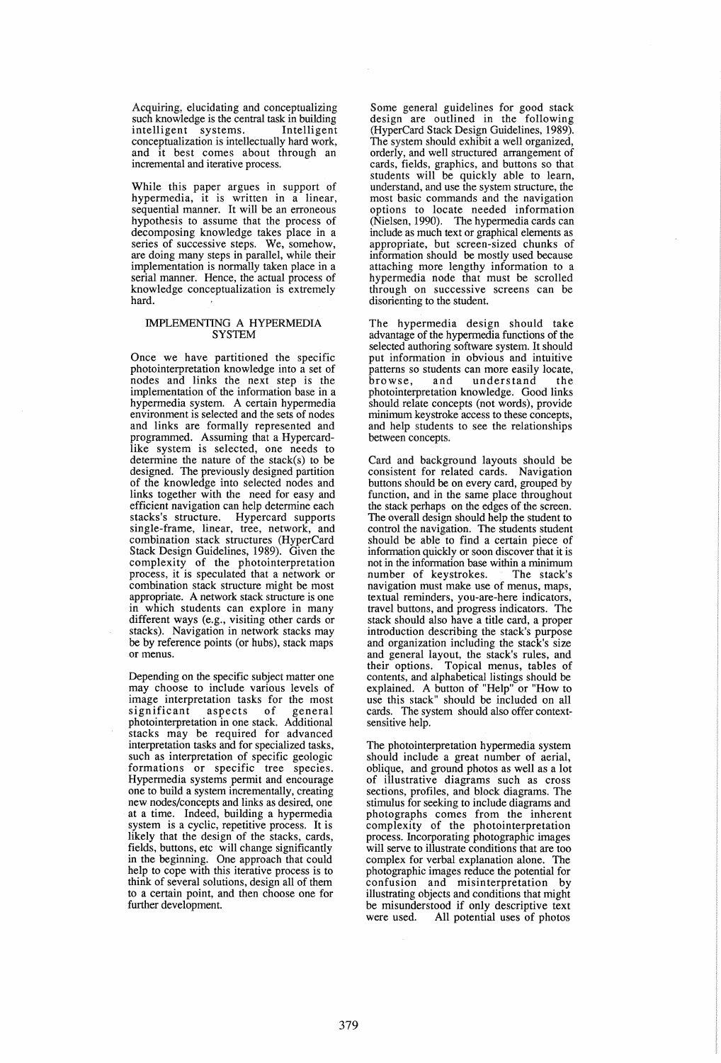Acquiring, elucidating and conceptualizing such knowledge is the central task in building intelligent systems. Intelligent conceptualization is intellectually hard work, and it best comes about through an incremental and iterative process.

While this paper argues in support of hypermedia, it is written in a linear, sequential manner. It will be an erroneous hypothesis to assume that the process of decomposing knowledge takes place in a series of successive steps. We, somehow, are doing many steps in parallel, while their implementation is normally taken place in a serial manner. Hence, the actual process of knowledge conceptualization is extremely hard.

## IMPLEMENTING A HYPERMEDIA SYSTEM

Once we have partitioned the specific photointerpretation knowledge into a set of nodes and links the next step is the implementation of the information base in a hypermedia system. A certain hypermedia environment is selected and the sets of nodes and links are formally represented and programmed. Assuming that a Hypercard-like system is selected, one needs to determine the nature of the stack(s) to be designed. The previously designed partition of the knowledge into selected nodes and links together with the need for easy and efficient navigation can help determine each stacks's structure. Hypercard supports single-frame, linear, tree, network, and combination stack structures (HyperCard Stack Design Guidelines, 1989). Given the complexity of the photointerpretation process, it is speculated that a network or combination stack structure might be most appropriate. A network stack structure is one in which students can explore in many different ways (e.g., visiting other cards or stacks). Navigation in network stacks may be by reference points (or hubs), stack maps or menus.

Depending on the specific subject matter one may choose to include various levels of image interpretation tasks for the most significant aspects of general photointerpretation in one stack. Additional stacks may be required for advanced interpretation tasks and for specialized tasks, such as interpretation of specific geologic formations or specific tree species. Hypermedia systems permit and encourage one to build a system incrementally, creating new nodes/concepts and links as desired, one at a time. Indeed, building a hypermedia system is a cyclic, repetitive process. It is likely that the design of the stacks, cards, fields, buttons, etc will change significantly in the beginning. One approach that could help to cope with this iterative process is to think of several solutions, design all of them to a certain point, and then choose one for further development.

Some general guidelines for good stack design are outlined in the following (HyperCard Stack Design Guidelines, 1989). The system should exhibit a well organized, orderly, and well structured arrangement of cards, fields, graphics, and buttons so that students will be quickly able to learn, understand, and use the system structure, the most basic commands and the navigation options to locate needed information (Nielsen, 1990). The hypermedia cards can include as much text or graphical elements as appropriate, but screen-sized chunks of information should be mostly used because attaching more lengthy information to a hypermedia node that must be scrolled through on successive screens can be disorienting to the student.

The hypermedia design should take advantage of the hypermedia functions of the selected authoring software system. It should put information in obvious and intuitive patterns so students can more easily locate, browse, and understand the photointerpretation knowledge. Good links should relate concepts (not words), provide minimum keystroke access to these concepts, and help students to see the relationships between concepts.

Card and background layouts should be consistent for related cards. Navigation buttons should be on every card, grouped by function, and in the same place throughout the stack perhaps on the edges of the screen. The overall design should help the student to control the navigation. The students student should be able to find a certain piece of information quickly or soon discover that it is not in the information base within a minimum number of keystrokes. The stack's navigation must make use of menus, maps, textual reminders, you-are-here indicators, travel buttons, and progress indicators. The stack should also have a title card, a proper introduction describing the stack's purpose and organization including the stack's size and general layout, the stack's rules, and their options. Topical menus, tables of contents, and alphabetical listings should be explained. A button of "Help" or "How to use this stack" should be included on all cards. The system should also offer context-sensitive help.

The photointerpretation hypermedia system should include a great number of aerial, oblique, and ground photos as well as a lot of illustrative diagrams such as cross sections, profiles, and block diagrams. The stimulus for seeking to include diagrams and photographs comes from the inherent complexity of the photointerpretation process. Incorporating photographic images will serve to illustrate conditions that are too complex for verbal explanation alone. The photographic images reduce the potential for confusion and misinterpretation by illustrating objects and conditions that might be misunderstood if only descriptive text were used. All potential uses of photos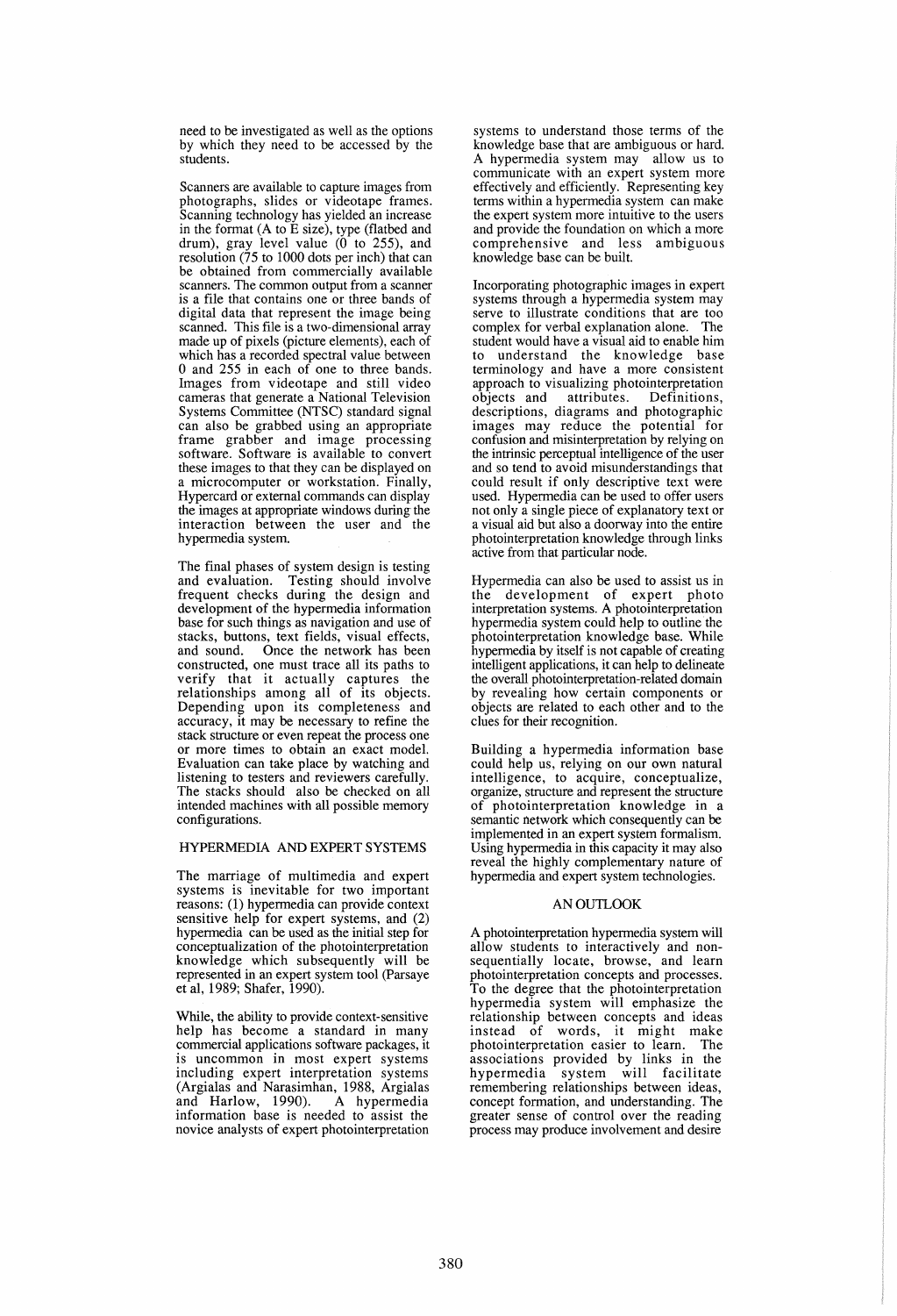need to be investigated as well as the options by which they need to be accessed by the students.

Scanners are available to capture images from photographs, slides or videotape frames. Scanning technology has yielded an increase in the format (A to E size), type (flatbed and drum), gray level value (0 to 255), and resolution (75 to 1000 dots per inch) that can be obtained from commercially available scanners. The common output from a scanner is a file that contains one or three bands of digital data that represent the image being scanned. This file is a two-dimensional array made up of pixels (picture elements), each of which has a recorded spectral value between 0 and 255 in each of one to three bands. Images from videotape and still video cameras that generate a National Television Systems Committee (NTSC) standard signal can also be grabbed using an appropriate frame grabber and image processing software. Software is available to convert these images to that they can be displayed on a microcomputer or workstation. Finally, Hypercard or external commands can display the images at appropriate windows during the interaction between the user and the hypermedia system.

The final phases of system design is testing and evaluation. Testing should involve frequent checks during the design and development of the hypermedia information base for such things as navigation and use of stacks, buttons, text fields, visual effects, and sound. Once the network has been constructed, one must trace all its paths to verify that it actually captures the relationships among all of its objects. Depending upon its completeness and accuracy, it may be necessary to refine the stack structure or even repeat the process one or more times to obtain an exact model. Evaluation can take place by watching and listening to testers and reviewers carefully. The stacks should also be checked on all intended machines with all possible memory configurations.

## HYPERMEDIA AND EXPERT SYSTEMS

The marriage of multimedia and expert systems is inevitable for two important reasons: (1) hypermedia can provide context sensitive help for expert systems, and (2) hypermedia can be used as the initial step for conceptualization of the photointerpretation knowledge which subsequently will be represented in an expert system tool (Parsaye et al, 1989; Shafer, 1990).

While, the ability to provide context-sensitive help has become a standard in many commercial applications software packages, it is uncommon in most expert systems including expert interpretation systems (Argialas and Narasimhan, 1988, Argialas and Harlow, 1990). A hypermedia information base is needed to assist the novice analysts of expert photointerpretation systems to understand those terms of the knowledge base that are ambiguous or hard. A hypermedia system may allow us to communicate with an expert system more effectively and efficiently. Representing key terms within a hypermedia system can make the expert system more intuitive to the users and provide the foundation on which a more comprehensive and less ambiguous knowledge base can be built.

Incorporating photographic images in expert systems through a hypermedia system may serve to illustrate conditions that are too complex for verbal explanation alone. The student would have a visual aid to enable him to understand the knowledge base terminology and have a more consistent approach to visualizing photointerpretation objects and attributes. Definitions, descriptions, diagrams and photographic images may reduce the potential for confusion and misinterpretation by relying on the intrinsic perceptual intelligence of the user and so tend to avoid misunderstandings that could result if only descriptive text were used. Hypermedia can be used to offer users not only a single piece of explanatory text or a visual aid but also a doorway into the entire photointerpretation knowledge through links active from that particular node.

Hypermedia can also be used to assist us in the development of expert photo interpretation systems. A photointerpretation hypermedia system could help to outline the photointerpretation knowledge base. While hypermedia by itself is not capable of creating intelligent applications, it can help to delineate the overall photointerpretation-related domain by revealing how certain components or objects are related to each other and to the clues for their recognition.

Building a hypermedia information base could help us, relying on our own natural intelligence, to acquire, conceptualize, organize, structure and represent the structure of photointerpretation knowledge in a semantic network which consequently can be implemented in an expert system formalism. Using hypermedia in this capacity it may also reveal the highly complementary nature of hypermedia and expert system technologies.

## AN OUTLOOK

A photointerpretation hypermedia system will allow students to interactively and non-sequentially locate, browse, and learn photointerpretation concepts and processes. To the degree that the photointerpretation hypermedia system will emphasize the relationship between concepts and ideas instead of words, it might make photointerpretation easier to learn. The associations provided by links in the hypermedia system will facilitate remembering relationships between ideas, concept formation, and understanding. The greater sense of control over the reading process may produce involvement and desire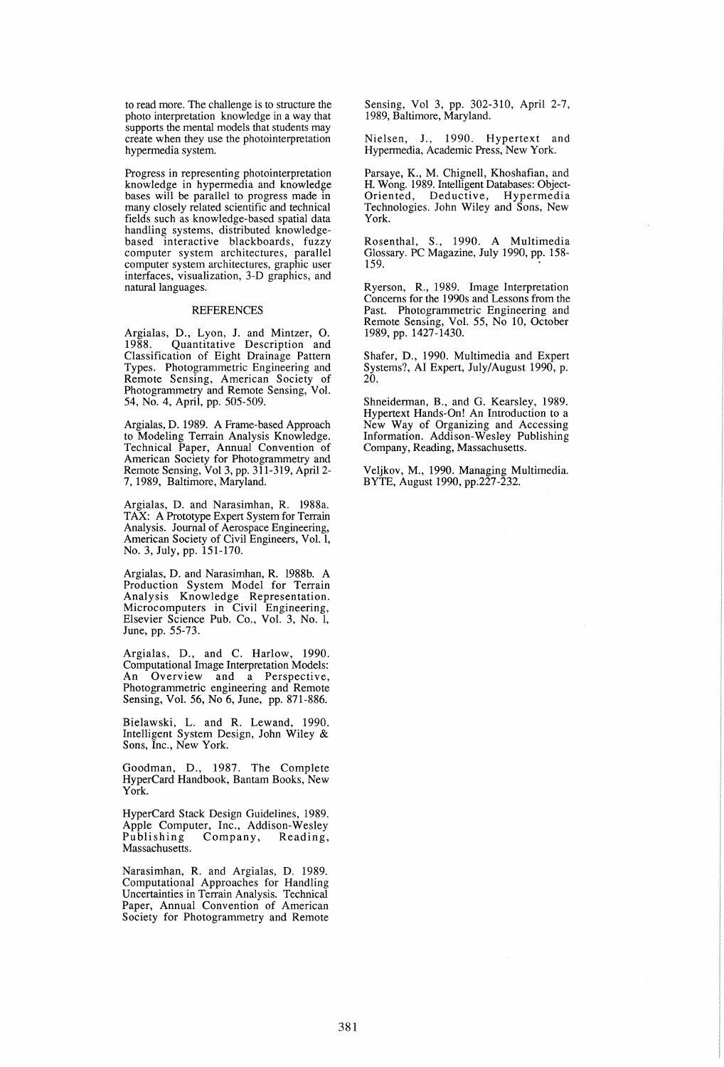to read more. The challenge is to structure the photo interpretation knowledge in a way that supports the mental models that students may create when they use the photointerpretation hypermedia system.

Progress in representing photointerpretation knowledge in hypermedia and knowledge bases will be parallel to progress made in many closely related scientific and technical fields such as knowledge-based spatial data handling systems, distributed knowledge-based interactive blackboards, fuzzy computer system architectures, parallel computer system architectures, graphic user interfaces, visualization, 3-D graphics, and natural languages.

## REFERENCES

Argialas, D., Lyon, J. and Mintzer, O. 1988. Quantitative Description and Classification of Eight Drainage Pattern Types. Photogrammetric Engineering and Remote Sensing, American Society of Photogrammetry and Remote Sensing, Vol. 54, No. 4, April, pp. 505-509.

Argialas, D. 1989. A Frame-based Approach to Modeling Terrain Analysis Knowledge. Technical Paper, Annual Convention of American Society for Photogrammetry and Remote Sensing, Vol 3, pp. 311-319, April 2-7, 1989, Baltimore, Maryland.

Argialas, D. and Narasimhan, R. 1988a. TAX: A Prototype Expert System for Terrain Analysis. Journal of Aerospace Engineering, American Society of Civil Engineers, Vol. 1, No. 3, July, pp. 151-170.

Argialas, D. and Narasimhan, R. 1988b. A Production System Model for Terrain Analysis Knowledge Representation. Microcomputers in Civil Engineering, Elsevier Science Pub. Co., Vol. 3, No. 1, June, pp. 55-73.

Argialas, D., and C. Harlow, 1990. Computational Image Interpretation Models: An Overview and a Perspective, Photogrammetric engineering and Remote Sensing, Vol. 56, No 6, June, pp. 871-886.

Bielawski, L. and R. Lewand, 1990. Intelligent System Design, John Wiley & Sons, Inc., New York.

Goodman, D., 1987. The Complete HyperCard Handbook, Bantam Books, New York.

HyperCard Stack Design Guidelines, 1989. Apple Computer, Inc., Addison-Wesley Publishing Company, Reading, Massachusetts.

Narasimhan, R. and Argialas, D. 1989. Computational Approaches for Handling Uncertainties in Terrain Analysis. Technical Paper, Annual Convention of American Society for Photogrammetry and Remote Sensing, Vol 3, pp. 302-310, April 2-7, 1989, Baltimore, Maryland.

Nielsen, J., 1990. Hypertext and Hypermedia, Academic Press, New York.

Parsaye, K., M. Chignell, Khoshafian, and H. Wong. 1989. Intelligent Databases: Object-Oriented, Deductive, Hypermedia Technologies. John Wiley and Sons, New York.

Rosenthal, S., 1990. A Multimedia Glossary. PC Magazine, July 1990, pp. 158-159.

Ryerson, R., 1989. Image Interpretation Concerns for the 1990s and Lessons from the Past. Photogrammetric Engineering and Remote Sensing, Vol. 55, No 10, October 1989, pp. 1427-1430.

Shafer, D., 1990. Multimedia and Expert Systems?, AI Expert, July/August 1990, p. 20.

Shneiderman, B., and G. Kearsley, 1989. Hypertext Hands-On! An Introduction to a New Way of Organizing and Accessing Information. Addison-Wesley Publishing Company, Reading, Massachusetts.

Veljkov, M., 1990. Managing Multimedia. BYTE, August 1990, pp.227-232.